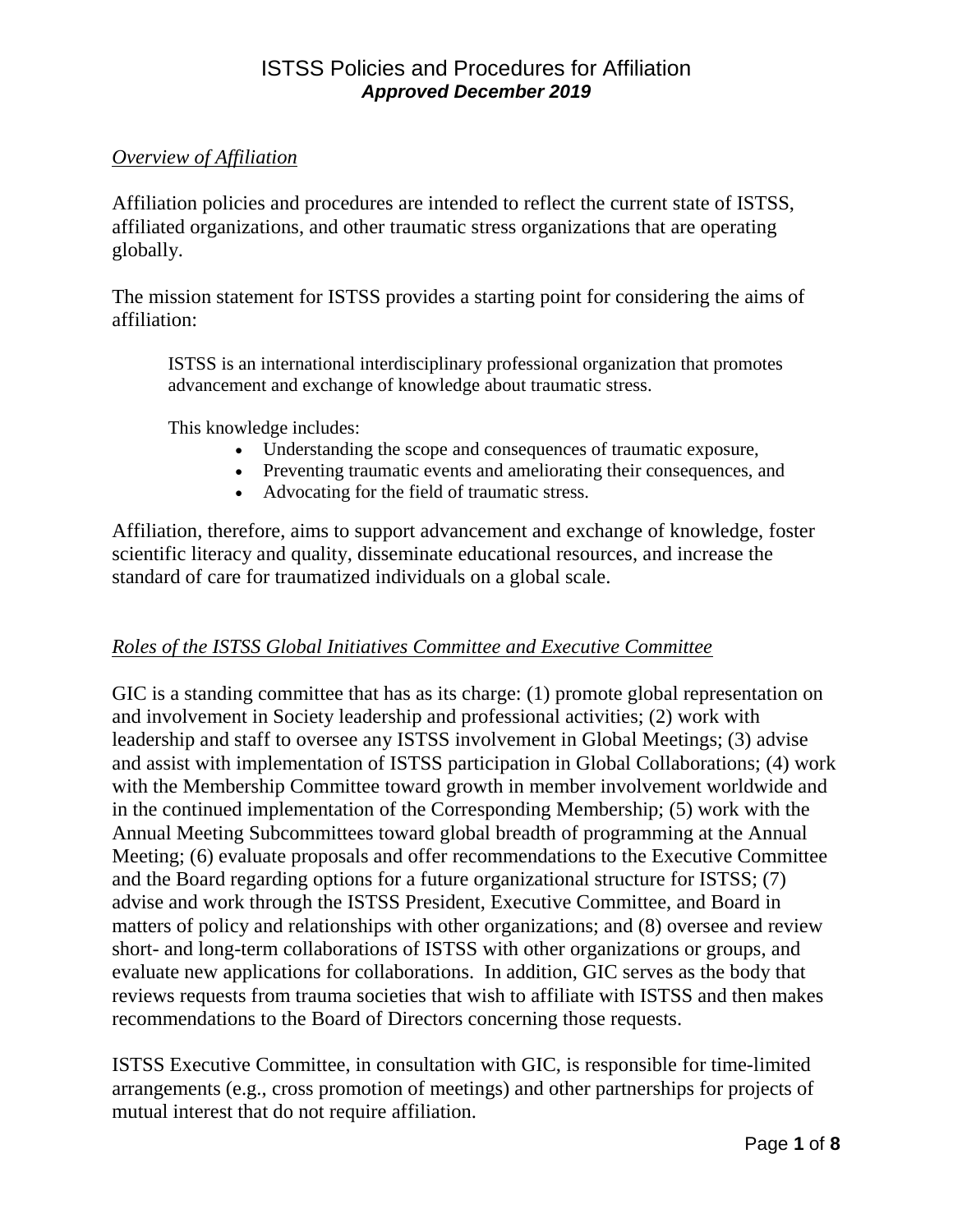# ISTSS Policies and Procedures for Affiliation

***Approved December 2019***

## *Overview of Affiliation*

Affiliation policies and procedures are intended to reflect the current state of ISTSS, affiliated organizations, and other traumatic stress organizations that are operating globally.

The mission statement for ISTSS provides a starting point for considering the aims of affiliation:

> ISTSS is an international interdisciplinary professional organization that promotes advancement and exchange of knowledge about traumatic stress.
>
> This knowledge includes:
>
> - Understanding the scope and consequences of traumatic exposure,
> - Preventing traumatic events and ameliorating their consequences, and
> - Advocating for the field of traumatic stress.

Affiliation, therefore, aims to support advancement and exchange of knowledge, foster scientific literacy and quality, disseminate educational resources, and increase the standard of care for traumatized individuals on a global scale.

## *Roles of the ISTSS Global Initiatives Committee and Executive Committee*

GIC is a standing committee that has as its charge: (1) promote global representation on and involvement in Society leadership and professional activities; (2) work with leadership and staff to oversee any ISTSS involvement in Global Meetings; (3) advise and assist with implementation of ISTSS participation in Global Collaborations; (4) work with the Membership Committee toward growth in member involvement worldwide and in the continued implementation of the Corresponding Membership; (5) work with the Annual Meeting Subcommittees toward global breadth of programming at the Annual Meeting; (6) evaluate proposals and offer recommendations to the Executive Committee and the Board regarding options for a future organizational structure for ISTSS; (7) advise and work through the ISTSS President, Executive Committee, and Board in matters of policy and relationships with other organizations; and (8) oversee and review short- and long-term collaborations of ISTSS with other organizations or groups, and evaluate new applications for collaborations. In addition, GIC serves as the body that reviews requests from trauma societies that wish to affiliate with ISTSS and then makes recommendations to the Board of Directors concerning those requests.

ISTSS Executive Committee, in consultation with GIC, is responsible for time-limited arrangements (e.g., cross promotion of meetings) and other partnerships for projects of mutual interest that do not require affiliation.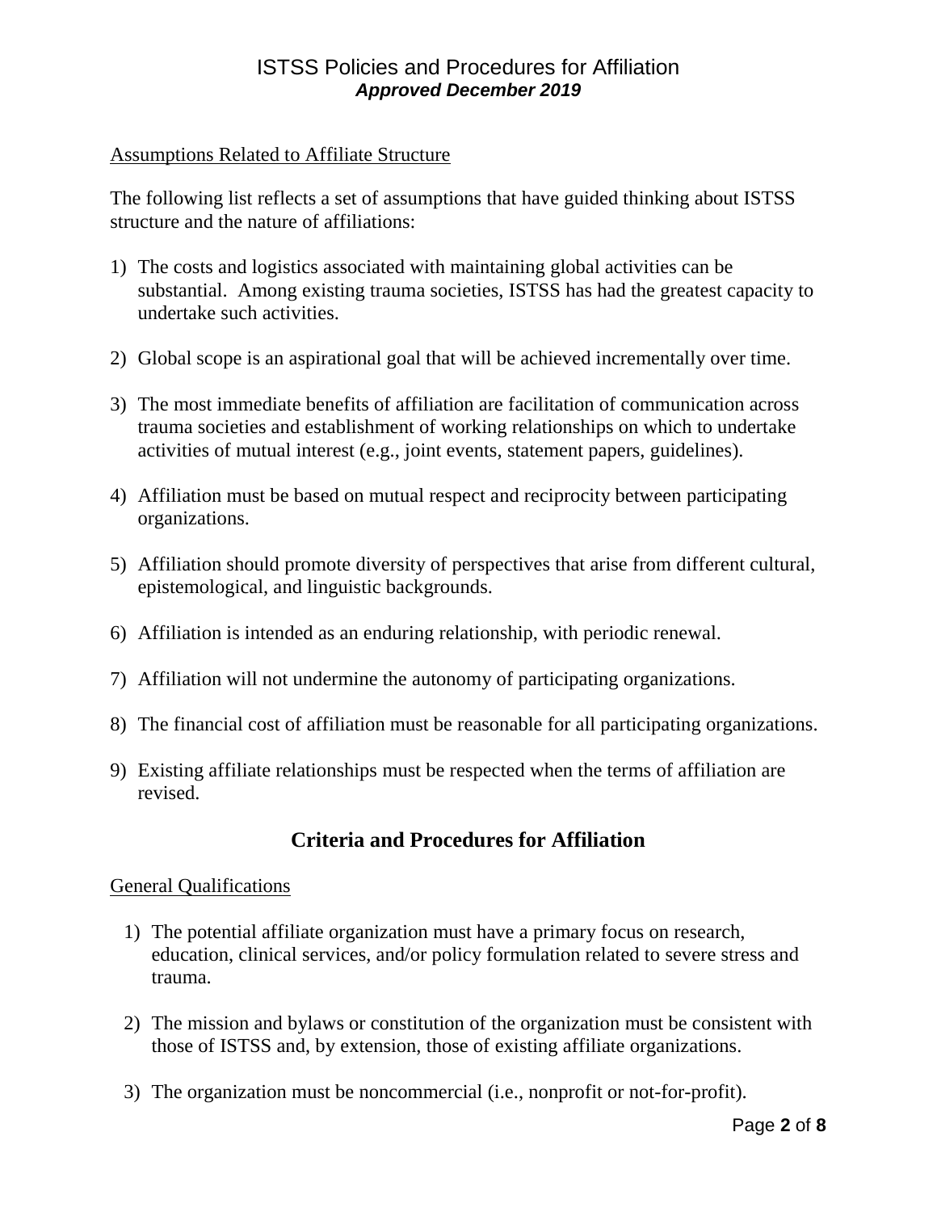Assumptions Related to Affiliate Structure

The following list reflects a set of assumptions that have guided thinking about ISTSS structure and the nature of affiliations:

1) The costs and logistics associated with maintaining global activities can be substantial. Among existing trauma societies, ISTSS has had the greatest capacity to undertake such activities.

2) Global scope is an aspirational goal that will be achieved incrementally over time.

3) The most immediate benefits of affiliation are facilitation of communication across trauma societies and establishment of working relationships on which to undertake activities of mutual interest (e.g., joint events, statement papers, guidelines).

4) Affiliation must be based on mutual respect and reciprocity between participating organizations.

5) Affiliation should promote diversity of perspectives that arise from different cultural, epistemological, and linguistic backgrounds.

6) Affiliation is intended as an enduring relationship, with periodic renewal.

7) Affiliation will not undermine the autonomy of participating organizations.

8) The financial cost of affiliation must be reasonable for all participating organizations.

9) Existing affiliate relationships must be respected when the terms of affiliation are revised.

## Criteria and Procedures for Affiliation

General Qualifications

1) The potential affiliate organization must have a primary focus on research, education, clinical services, and/or policy formulation related to severe stress and trauma.

2) The mission and bylaws or constitution of the organization must be consistent with those of ISTSS and, by extension, those of existing affiliate organizations.

3) The organization must be noncommercial (i.e., nonprofit or not-for-profit).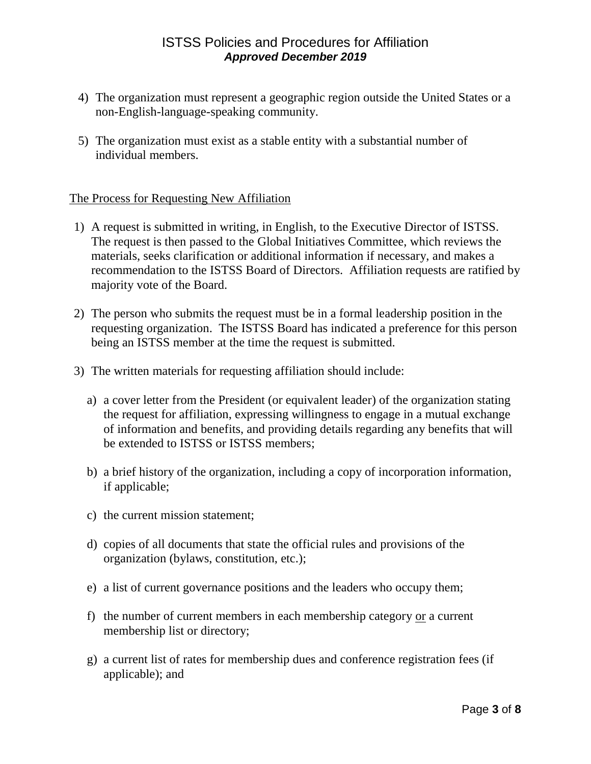4) The organization must represent a geographic region outside the United States or a non-English-language-speaking community.

5) The organization must exist as a stable entity with a substantial number of individual members.

<u>The Process for Requesting New Affiliation</u>

1) A request is submitted in writing, in English, to the Executive Director of ISTSS. The request is then passed to the Global Initiatives Committee, which reviews the materials, seeks clarification or additional information if necessary, and makes a recommendation to the ISTSS Board of Directors. Affiliation requests are ratified by majority vote of the Board.

2) The person who submits the request must be in a formal leadership position in the requesting organization. The ISTSS Board has indicated a preference for this person being an ISTSS member at the time the request is submitted.

3) The written materials for requesting affiliation should include:

   a) a cover letter from the President (or equivalent leader) of the organization stating the request for affiliation, expressing willingness to engage in a mutual exchange of information and benefits, and providing details regarding any benefits that will be extended to ISTSS or ISTSS members;

   b) a brief history of the organization, including a copy of incorporation information, if applicable;

   c) the current mission statement;

   d) copies of all documents that state the official rules and provisions of the organization (bylaws, constitution, etc.);

   e) a list of current governance positions and the leaders who occupy them;

   f) the number of current members in each membership category <u>or</u> a current membership list or directory;

   g) a current list of rates for membership dues and conference registration fees (if applicable); and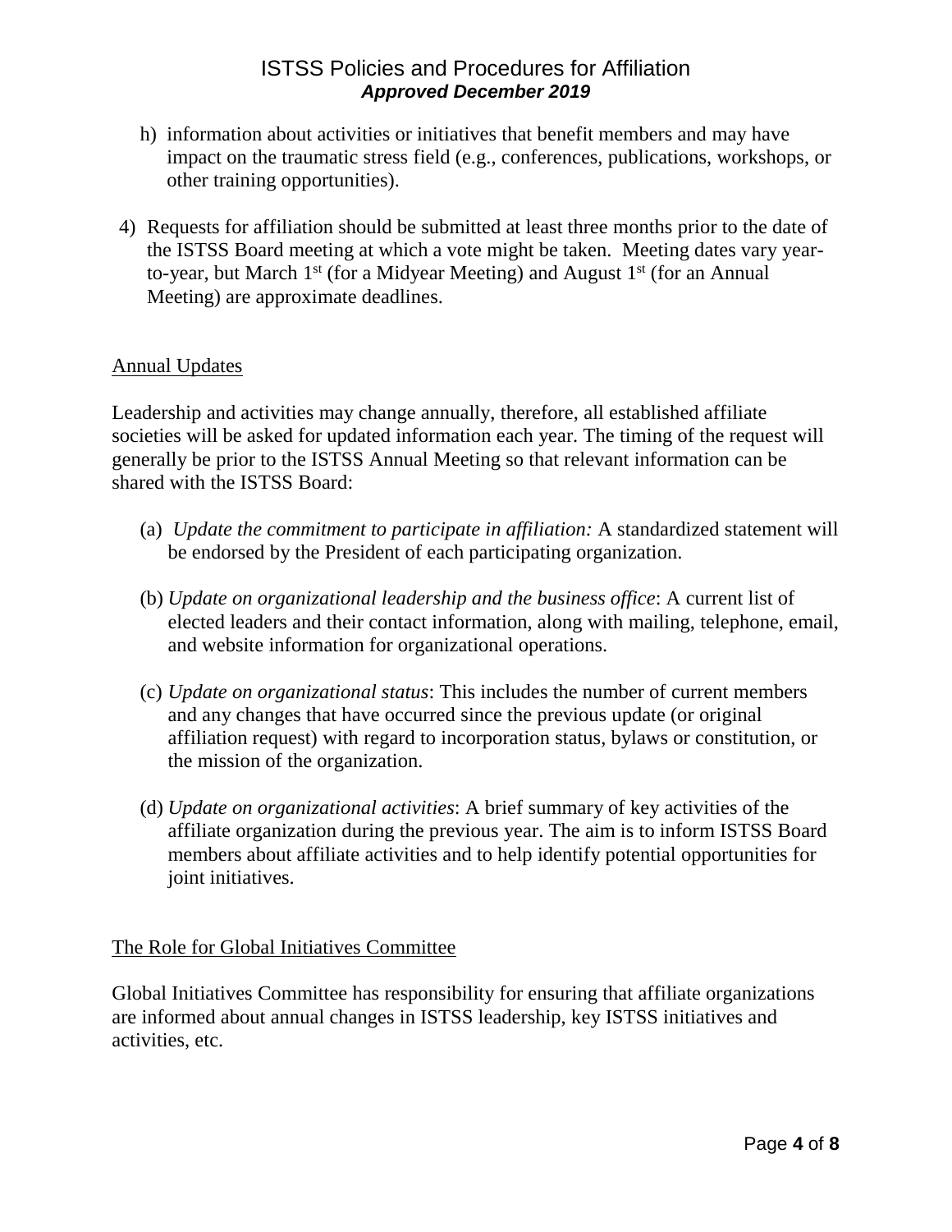h) information about activities or initiatives that benefit members and may have impact on the traumatic stress field (e.g., conferences, publications, workshops, or other training opportunities).

4) Requests for affiliation should be submitted at least three months prior to the date of the ISTSS Board meeting at which a vote might be taken. Meeting dates vary year-to-year, but March 1st (for a Midyear Meeting) and August 1st (for an Annual Meeting) are approximate deadlines.

## Annual Updates

Leadership and activities may change annually, therefore, all established affiliate societies will be asked for updated information each year. The timing of the request will generally be prior to the ISTSS Annual Meeting so that relevant information can be shared with the ISTSS Board:

(a) *Update the commitment to participate in affiliation:* A standardized statement will be endorsed by the President of each participating organization.

(b) *Update on organizational leadership and the business office*: A current list of elected leaders and their contact information, along with mailing, telephone, email, and website information for organizational operations.

(c) *Update on organizational status*: This includes the number of current members and any changes that have occurred since the previous update (or original affiliation request) with regard to incorporation status, bylaws or constitution, or the mission of the organization.

(d) *Update on organizational activities*: A brief summary of key activities of the affiliate organization during the previous year. The aim is to inform ISTSS Board members about affiliate activities and to help identify potential opportunities for joint initiatives.

## The Role for Global Initiatives Committee

Global Initiatives Committee has responsibility for ensuring that affiliate organizations are informed about annual changes in ISTSS leadership, key ISTSS initiatives and activities, etc.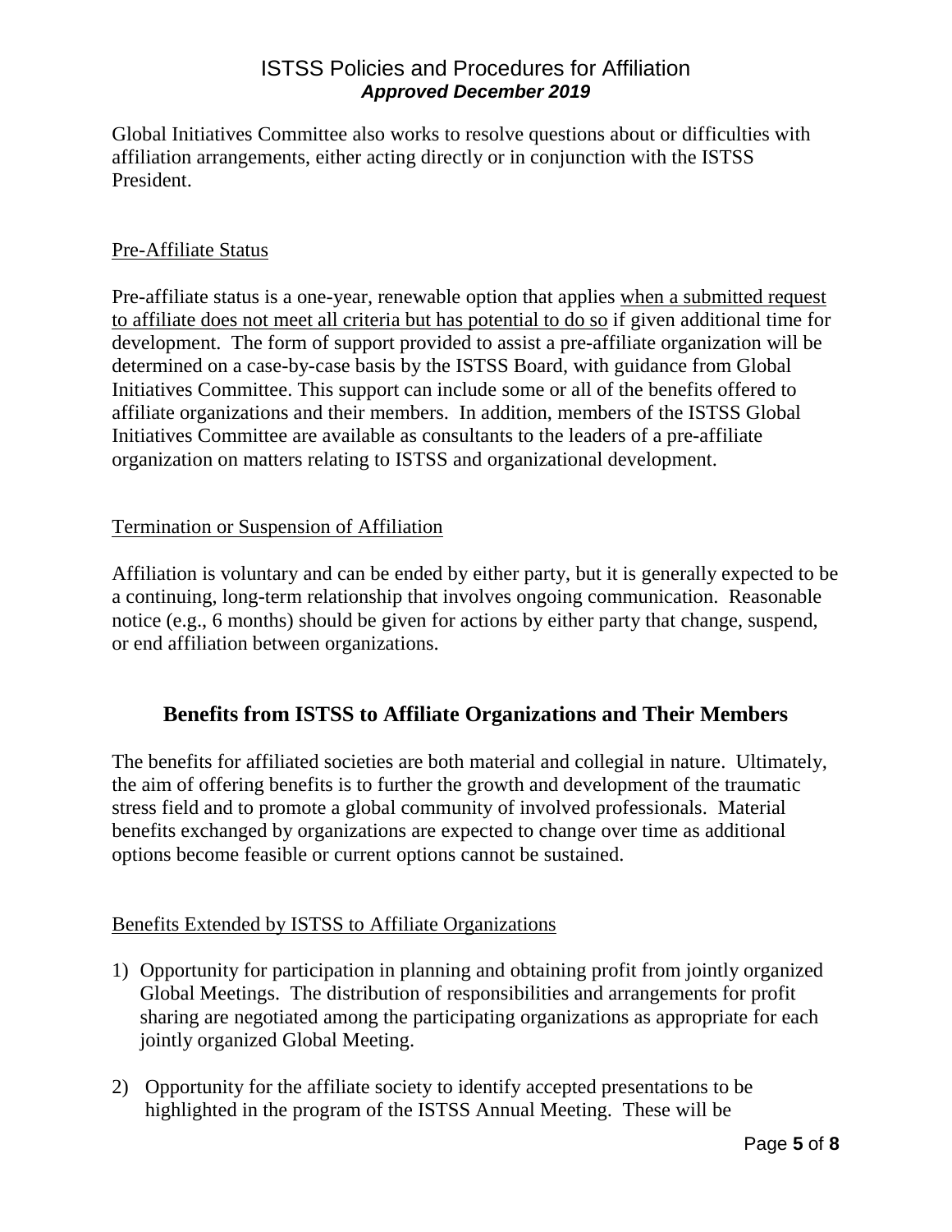Global Initiatives Committee also works to resolve questions about or difficulties with affiliation arrangements, either acting directly or in conjunction with the ISTSS President.

### Pre-Affiliate Status

Pre-affiliate status is a one-year, renewable option that applies when a submitted request to affiliate does not meet all criteria but has potential to do so if given additional time for development. The form of support provided to assist a pre-affiliate organization will be determined on a case-by-case basis by the ISTSS Board, with guidance from Global Initiatives Committee. This support can include some or all of the benefits offered to affiliate organizations and their members. In addition, members of the ISTSS Global Initiatives Committee are available as consultants to the leaders of a pre-affiliate organization on matters relating to ISTSS and organizational development.

### Termination or Suspension of Affiliation

Affiliation is voluntary and can be ended by either party, but it is generally expected to be a continuing, long-term relationship that involves ongoing communication. Reasonable notice (e.g., 6 months) should be given for actions by either party that change, suspend, or end affiliation between organizations.

## Benefits from ISTSS to Affiliate Organizations and Their Members

The benefits for affiliated societies are both material and collegial in nature. Ultimately, the aim of offering benefits is to further the growth and development of the traumatic stress field and to promote a global community of involved professionals. Material benefits exchanged by organizations are expected to change over time as additional options become feasible or current options cannot be sustained.

### Benefits Extended by ISTSS to Affiliate Organizations

1) Opportunity for participation in planning and obtaining profit from jointly organized Global Meetings. The distribution of responsibilities and arrangements for profit sharing are negotiated among the participating organizations as appropriate for each jointly organized Global Meeting.

2) Opportunity for the affiliate society to identify accepted presentations to be highlighted in the program of the ISTSS Annual Meeting. These will be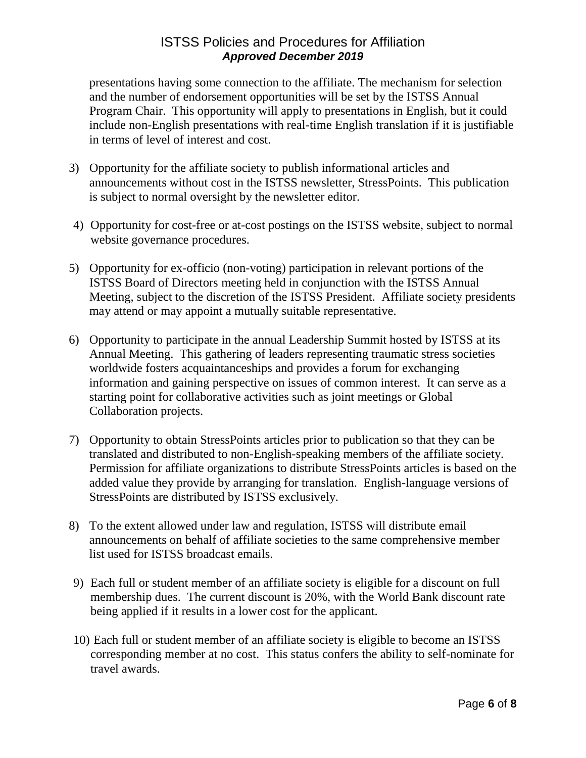presentations having some connection to the affiliate. The mechanism for selection and the number of endorsement opportunities will be set by the ISTSS Annual Program Chair. This opportunity will apply to presentations in English, but it could include non-English presentations with real-time English translation if it is justifiable in terms of level of interest and cost.

3) Opportunity for the affiliate society to publish informational articles and announcements without cost in the ISTSS newsletter, StressPoints. This publication is subject to normal oversight by the newsletter editor.

4) Opportunity for cost-free or at-cost postings on the ISTSS website, subject to normal website governance procedures.

5) Opportunity for ex-officio (non-voting) participation in relevant portions of the ISTSS Board of Directors meeting held in conjunction with the ISTSS Annual Meeting, subject to the discretion of the ISTSS President. Affiliate society presidents may attend or may appoint a mutually suitable representative.

6) Opportunity to participate in the annual Leadership Summit hosted by ISTSS at its Annual Meeting. This gathering of leaders representing traumatic stress societies worldwide fosters acquaintanceships and provides a forum for exchanging information and gaining perspective on issues of common interest. It can serve as a starting point for collaborative activities such as joint meetings or Global Collaboration projects.

7) Opportunity to obtain StressPoints articles prior to publication so that they can be translated and distributed to non-English-speaking members of the affiliate society. Permission for affiliate organizations to distribute StressPoints articles is based on the added value they provide by arranging for translation. English-language versions of StressPoints are distributed by ISTSS exclusively.

8) To the extent allowed under law and regulation, ISTSS will distribute email announcements on behalf of affiliate societies to the same comprehensive member list used for ISTSS broadcast emails.

9) Each full or student member of an affiliate society is eligible for a discount on full membership dues. The current discount is 20%, with the World Bank discount rate being applied if it results in a lower cost for the applicant.

10) Each full or student member of an affiliate society is eligible to become an ISTSS corresponding member at no cost. This status confers the ability to self-nominate for travel awards.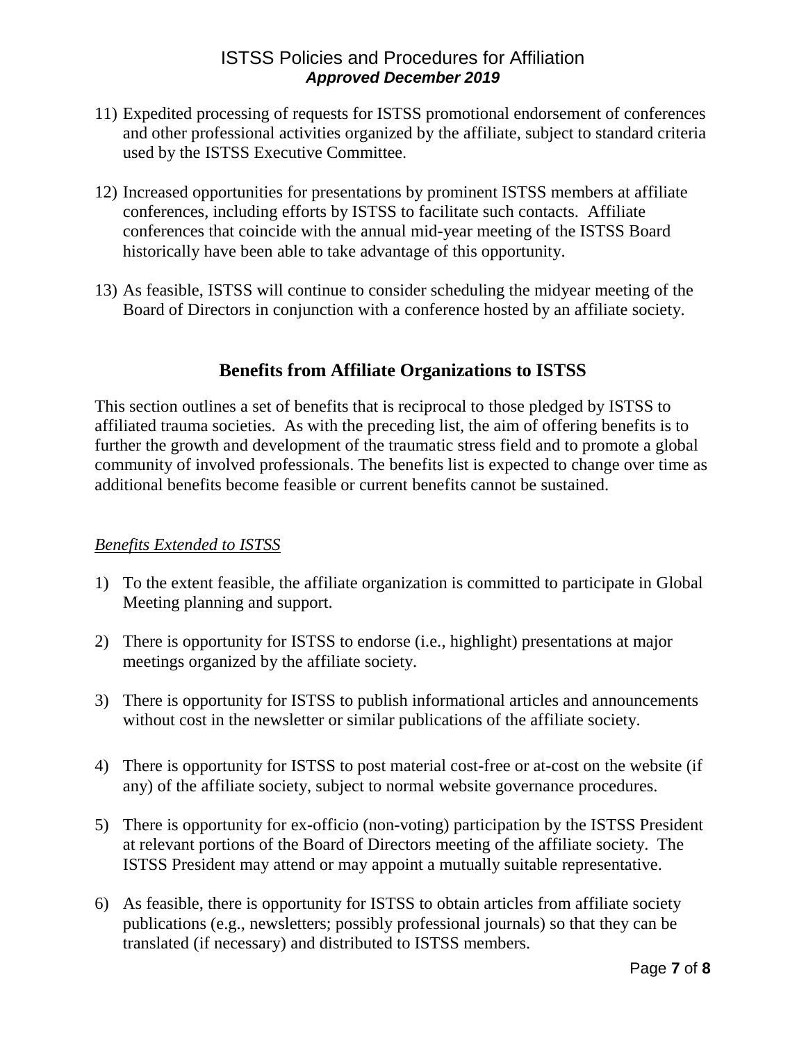11) Expedited processing of requests for ISTSS promotional endorsement of conferences and other professional activities organized by the affiliate, subject to standard criteria used by the ISTSS Executive Committee.

12) Increased opportunities for presentations by prominent ISTSS members at affiliate conferences, including efforts by ISTSS to facilitate such contacts. Affiliate conferences that coincide with the annual mid-year meeting of the ISTSS Board historically have been able to take advantage of this opportunity.

13) As feasible, ISTSS will continue to consider scheduling the midyear meeting of the Board of Directors in conjunction with a conference hosted by an affiliate society.

## Benefits from Affiliate Organizations to ISTSS

This section outlines a set of benefits that is reciprocal to those pledged by ISTSS to affiliated trauma societies. As with the preceding list, the aim of offering benefits is to further the growth and development of the traumatic stress field and to promote a global community of involved professionals. The benefits list is expected to change over time as additional benefits become feasible or current benefits cannot be sustained.

*Benefits Extended to ISTSS*

1) To the extent feasible, the affiliate organization is committed to participate in Global Meeting planning and support.

2) There is opportunity for ISTSS to endorse (i.e., highlight) presentations at major meetings organized by the affiliate society.

3) There is opportunity for ISTSS to publish informational articles and announcements without cost in the newsletter or similar publications of the affiliate society.

4) There is opportunity for ISTSS to post material cost-free or at-cost on the website (if any) of the affiliate society, subject to normal website governance procedures.

5) There is opportunity for ex-officio (non-voting) participation by the ISTSS President at relevant portions of the Board of Directors meeting of the affiliate society. The ISTSS President may attend or may appoint a mutually suitable representative.

6) As feasible, there is opportunity for ISTSS to obtain articles from affiliate society publications (e.g., newsletters; possibly professional journals) so that they can be translated (if necessary) and distributed to ISTSS members.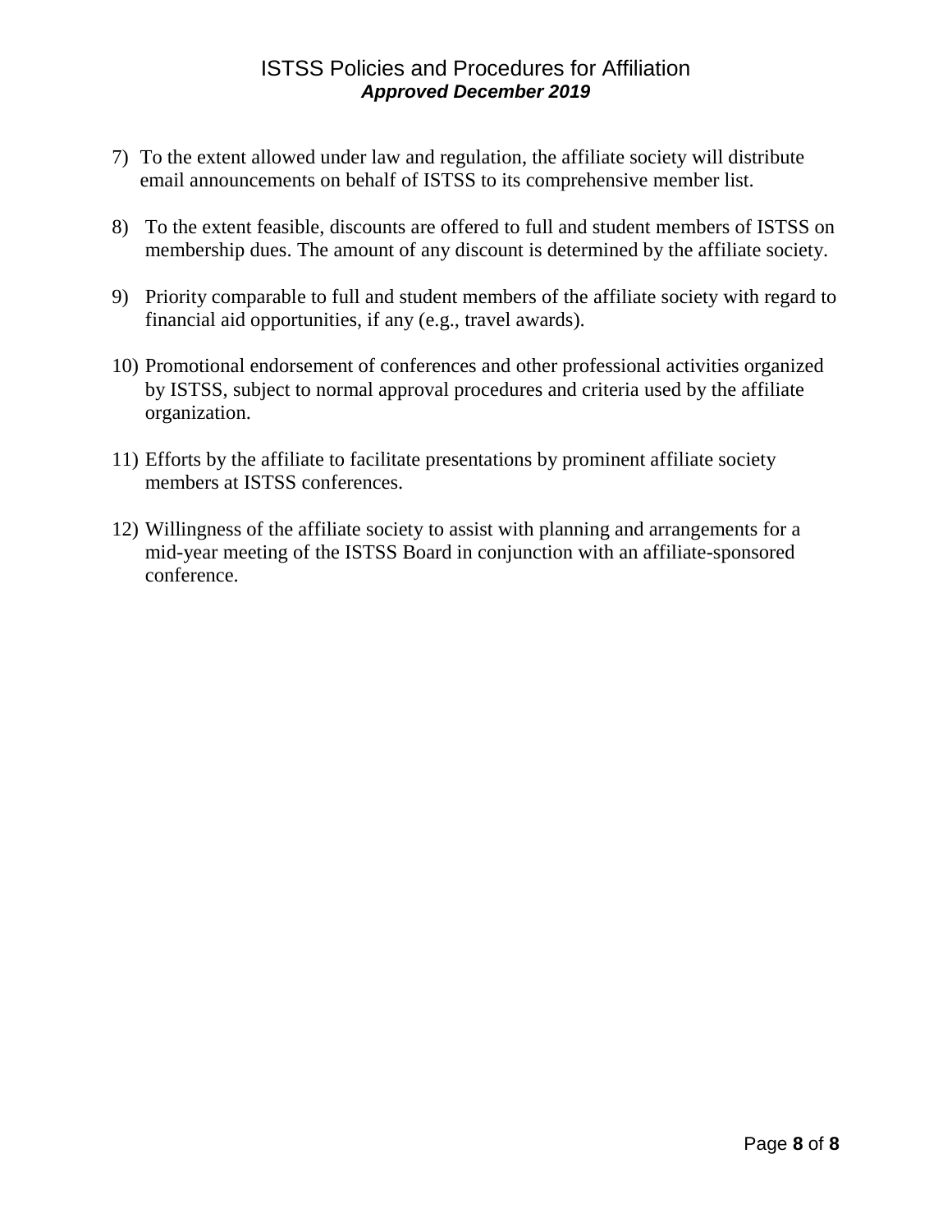7) To the extent allowed under law and regulation, the affiliate society will distribute email announcements on behalf of ISTSS to its comprehensive member list.

8) To the extent feasible, discounts are offered to full and student members of ISTSS on membership dues. The amount of any discount is determined by the affiliate society.

9) Priority comparable to full and student members of the affiliate society with regard to financial aid opportunities, if any (e.g., travel awards).

10) Promotional endorsement of conferences and other professional activities organized by ISTSS, subject to normal approval procedures and criteria used by the affiliate organization.

11) Efforts by the affiliate to facilitate presentations by prominent affiliate society members at ISTSS conferences.

12) Willingness of the affiliate society to assist with planning and arrangements for a mid-year meeting of the ISTSS Board in conjunction with an affiliate-sponsored conference.